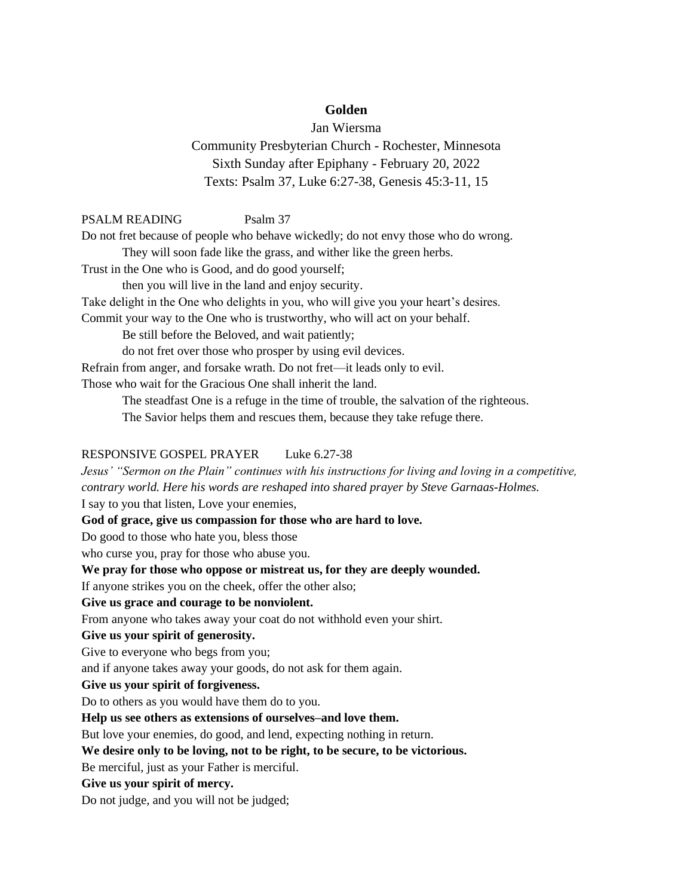# Golden

Jan Wiersma

Community Presbyterian Church - Rochester, Minnesota

Sixth Sunday after Epiphany - February 20, 2022

Texts: Psalm 37, Luke 6:27-38, Genesis 45:3-11, 15

PSALM READING Psalm 37

Do not fret because of people who behave wickedly; do not envy those who do wrong.

They will soon fade like the grass, and wither like the green herbs.

Trust in the One who is Good, and do good yourself;

then you will live in the land and enjoy security.

Take delight in the One who delights in you, who will give you your heart's desires.

Commit your way to the One who is trustworthy, who will act on your behalf.

Be still before the Beloved, and wait patiently;

do not fret over those who prosper by using evil devices.

Refrain from anger, and forsake wrath. Do not fret—it leads only to evil.

Those who wait for the Gracious One shall inherit the land.

The steadfast One is a refuge in the time of trouble, the salvation of the righteous.

The Savior helps them and rescues them, because they take refuge there.

RESPONSIVE GOSPEL PRAYER Luke 6.27-38

*Jesus' "Sermon on the Plain" continues with his instructions for living and loving in a competitive, contrary world. Here his words are reshaped into shared prayer by Steve Garnaas-Holmes.*

I say to you that listen, Love your enemies,

**God of grace, give us compassion for those who are hard to love.**

Do good to those who hate you, bless those

who curse you, pray for those who abuse you.

**We pray for those who oppose or mistreat us, for they are deeply wounded.**

If anyone strikes you on the cheek, offer the other also;

**Give us grace and courage to be nonviolent.**

From anyone who takes away your coat do not withhold even your shirt.

**Give us your spirit of generosity.**

Give to everyone who begs from you;

and if anyone takes away your goods, do not ask for them again.

**Give us your spirit of forgiveness.**

Do to others as you would have them do to you.

**Help us see others as extensions of ourselves–and love them.**

But love your enemies, do good, and lend, expecting nothing in return.

**We desire only to be loving, not to be right, to be secure, to be victorious.**

Be merciful, just as your Father is merciful.

**Give us your spirit of mercy.**

Do not judge, and you will not be judged;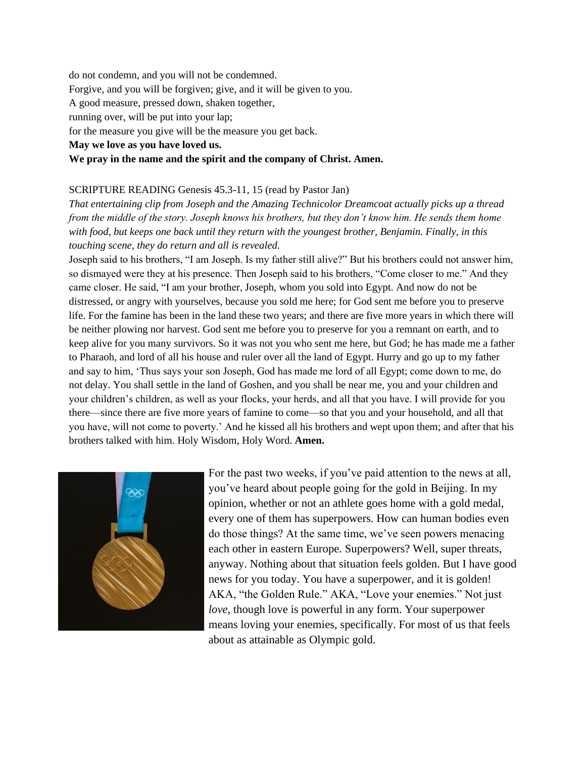do not condemn, and you will not be condemned.
Forgive, and you will be forgiven; give, and it will be given to you.
A good measure, pressed down, shaken together,
running over, will be put into your lap;
for the measure you give will be the measure you get back.
**May we love as you have loved us.**
**We pray in the name and the spirit and the company of Christ. Amen.**

SCRIPTURE READING Genesis 45.3-11, 15 (read by Pastor Jan)

*That entertaining clip from Joseph and the Amazing Technicolor Dreamcoat actually picks up a thread from the middle of the story. Joseph knows his brothers, but they don't know him. He sends them home with food, but keeps one back until they return with the youngest brother, Benjamin. Finally, in this touching scene, they do return and all is revealed.*

Joseph said to his brothers, "I am Joseph. Is my father still alive?" But his brothers could not answer him, so dismayed were they at his presence. Then Joseph said to his brothers, "Come closer to me." And they came closer. He said, "I am your brother, Joseph, whom you sold into Egypt. And now do not be distressed, or angry with yourselves, because you sold me here; for God sent me before you to preserve life. For the famine has been in the land these two years; and there are five more years in which there will be neither plowing nor harvest. God sent me before you to preserve for you a remnant on earth, and to keep alive for you many survivors. So it was not you who sent me here, but God; he has made me a father to Pharaoh, and lord of all his house and ruler over all the land of Egypt. Hurry and go up to my father and say to him, 'Thus says your son Joseph, God has made me lord of all Egypt; come down to me, do not delay. You shall settle in the land of Goshen, and you shall be near me, you and your children and your children's children, as well as your flocks, your herds, and all that you have. I will provide for you there—since there are five more years of famine to come—so that you and your household, and all that you have, will not come to poverty.' And he kissed all his brothers and wept upon them; and after that his brothers talked with him. Holy Wisdom, Holy Word. **Amen.**

For the past two weeks, if you've paid attention to the news at all, you've heard about people going for the gold in Beijing. In my opinion, whether or not an athlete goes home with a gold medal, every one of them has superpowers. How can human bodies even do those things? At the same time, we've seen powers menacing each other in eastern Europe. Superpowers? Well, super threats, anyway. Nothing about that situation feels golden. But I have good news for you today. You have a superpower, and it is golden! AKA, "the Golden Rule." AKA, "Love your enemies." Not just *love*, though love is powerful in any form. Your superpower means loving your enemies, specifically. For most of us that feels about as attainable as Olympic gold.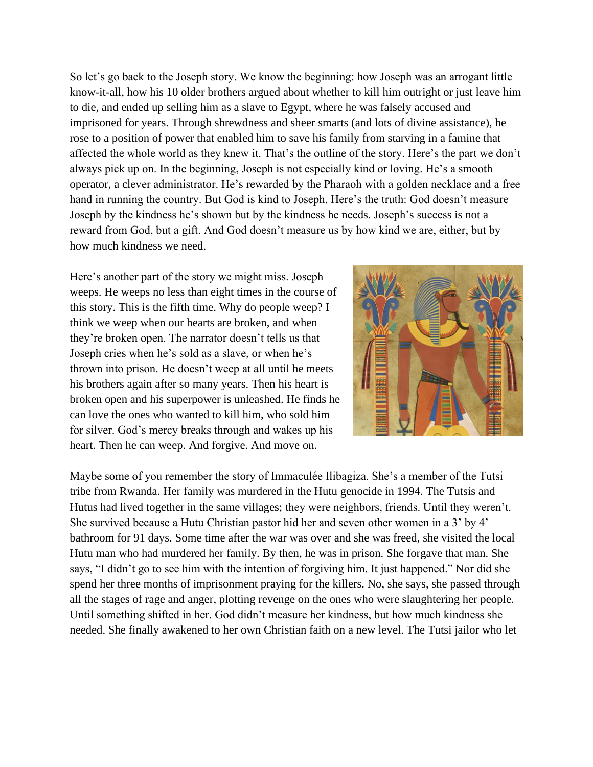So let's go back to the Joseph story. We know the beginning: how Joseph was an arrogant little know-it-all, how his 10 older brothers argued about whether to kill him outright or just leave him to die, and ended up selling him as a slave to Egypt, where he was falsely accused and imprisoned for years. Through shrewdness and sheer smarts (and lots of divine assistance), he rose to a position of power that enabled him to save his family from starving in a famine that affected the whole world as they knew it. That's the outline of the story. Here's the part we don't always pick up on. In the beginning, Joseph is not especially kind or loving. He's a smooth operator, a clever administrator. He's rewarded by the Pharaoh with a golden necklace and a free hand in running the country. But God is kind to Joseph. Here's the truth: God doesn't measure Joseph by the kindness he's shown but by the kindness he needs. Joseph's success is not a reward from God, but a gift. And God doesn't measure us by how kind we are, either, but by how much kindness we need.

Here's another part of the story we might miss. Joseph weeps. He weeps no less than eight times in the course of this story. This is the fifth time. Why do people weep? I think we weep when our hearts are broken, and when they're broken open. The narrator doesn't tells us that Joseph cries when he's sold as a slave, or when he's thrown into prison. He doesn't weep at all until he meets his brothers again after so many years. Then his heart is broken open and his superpower is unleashed. He finds he can love the ones who wanted to kill him, who sold him for silver. God's mercy breaks through and wakes up his heart. Then he can weep. And forgive. And move on.

Maybe some of you remember the story of Immaculée Ilibagiza. She's a member of the Tutsi tribe from Rwanda. Her family was murdered in the Hutu genocide in 1994. The Tutsis and Hutus had lived together in the same villages; they were neighbors, friends. Until they weren't. She survived because a Hutu Christian pastor hid her and seven other women in a 3' by 4' bathroom for 91 days. Some time after the war was over and she was freed, she visited the local Hutu man who had murdered her family. By then, he was in prison. She forgave that man. She says, "I didn't go to see him with the intention of forgiving him. It just happened." Nor did she spend her three months of imprisonment praying for the killers. No, she says, she passed through all the stages of rage and anger, plotting revenge on the ones who were slaughtering her people. Until something shifted in her. God didn't measure her kindness, but how much kindness she needed. She finally awakened to her own Christian faith on a new level. The Tutsi jailor who let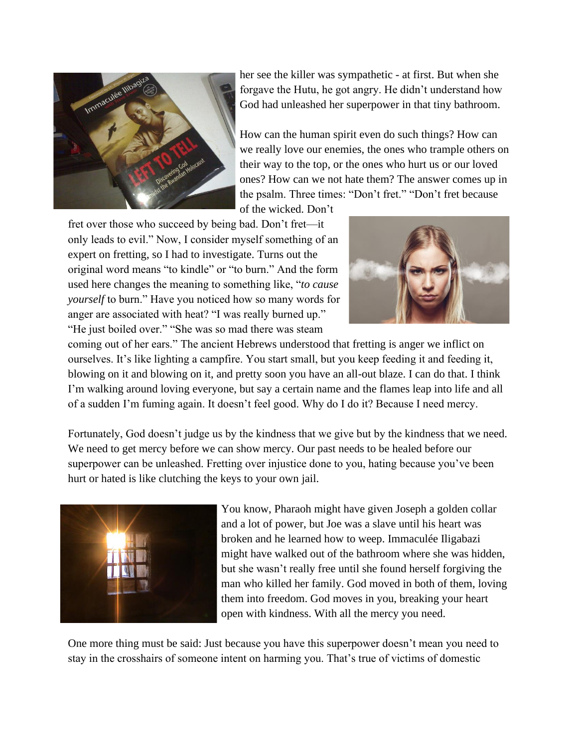her see the killer was sympathetic - at first. But when she forgave the Hutu, he got angry. He didn't understand how God had unleashed her superpower in that tiny bathroom.

How can the human spirit even do such things? How can we really love our enemies, the ones who trample others on their way to the top, or the ones who hurt us or our loved ones? How can we not hate them? The answer comes up in the psalm. Three times: "Don't fret." "Don't fret because of the wicked. Don't fret over those who succeed by being bad. Don't fret—it only leads to evil." Now, I consider myself something of an expert on fretting, so I had to investigate. Turns out the original word means "to kindle" or "to burn." And the form used here changes the meaning to something like, "*to cause yourself* to burn." Have you noticed how so many words for anger are associated with heat? "I was really burned up." "He just boiled over." "She was so mad there was steam coming out of her ears." The ancient Hebrews understood that fretting is anger we inflict on ourselves. It's like lighting a campfire. You start small, but you keep feeding it and feeding it, blowing on it and blowing on it, and pretty soon you have an all-out blaze. I can do that. I think I'm walking around loving everyone, but say a certain name and the flames leap into life and all of a sudden I'm fuming again. It doesn't feel good. Why do I do it? Because I need mercy.

Fortunately, God doesn't judge us by the kindness that we give but by the kindness that we need. We need to get mercy before we can show mercy. Our past needs to be healed before our superpower can be unleashed. Fretting over injustice done to you, hating because you've been hurt or hated is like clutching the keys to your own jail.

You know, Pharaoh might have given Joseph a golden collar and a lot of power, but Joe was a slave until his heart was broken and he learned how to weep. Immaculée Iligabazi might have walked out of the bathroom where she was hidden, but she wasn't really free until she found herself forgiving the man who killed her family. God moved in both of them, loving them into freedom. God moves in you, breaking your heart open with kindness. With all the mercy you need.

One more thing must be said: Just because you have this superpower doesn't mean you need to stay in the crosshairs of someone intent on harming you. That's true of victims of domestic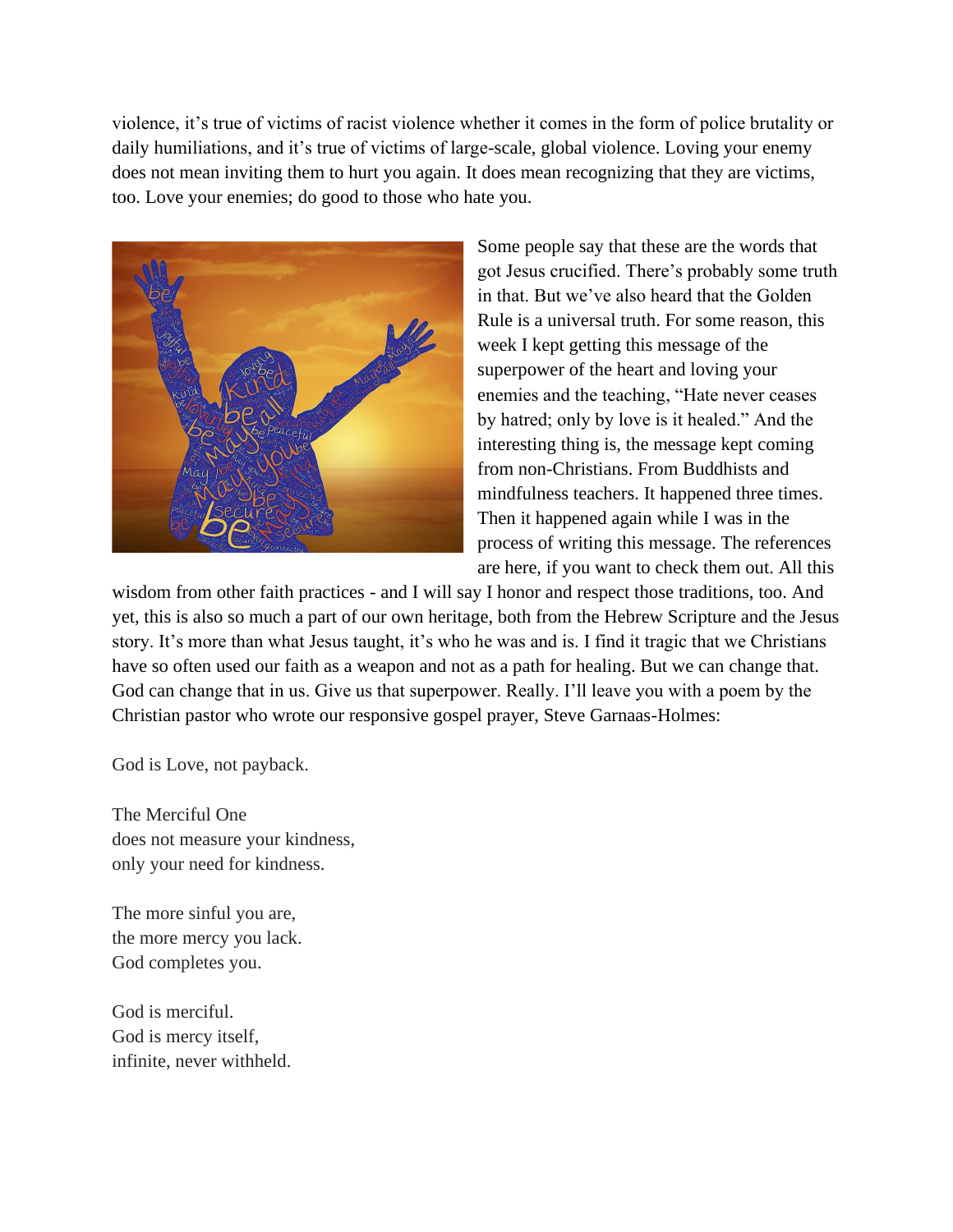violence, it's true of victims of racist violence whether it comes in the form of police brutality or daily humiliations, and it's true of victims of large-scale, global violence. Loving your enemy does not mean inviting them to hurt you again. It does mean recognizing that they are victims, too. Love your enemies; do good to those who hate you.

Some people say that these are the words that got Jesus crucified. There's probably some truth in that. But we've also heard that the Golden Rule is a universal truth. For some reason, this week I kept getting this message of the superpower of the heart and loving your enemies and the teaching, "Hate never ceases by hatred; only by love is it healed." And the interesting thing is, the message kept coming from non-Christians. From Buddhists and mindfulness teachers. It happened three times. Then it happened again while I was in the process of writing this message. The references are here, if you want to check them out. All this wisdom from other faith practices - and I will say I honor and respect those traditions, too. And yet, this is also so much a part of our own heritage, both from the Hebrew Scripture and the Jesus story. It's more than what Jesus taught, it's who he was and is. I find it tragic that we Christians have so often used our faith as a weapon and not as a path for healing. But we can change that. God can change that in us. Give us that superpower. Really. I'll leave you with a poem by the Christian pastor who wrote our responsive gospel prayer, Steve Garnaas-Holmes:

God is Love, not payback.

The Merciful One  
does not measure your kindness,  
only your need for kindness.

The more sinful you are,  
the more mercy you lack.  
God completes you.

God is merciful.  
God is mercy itself,  
infinite, never withheld.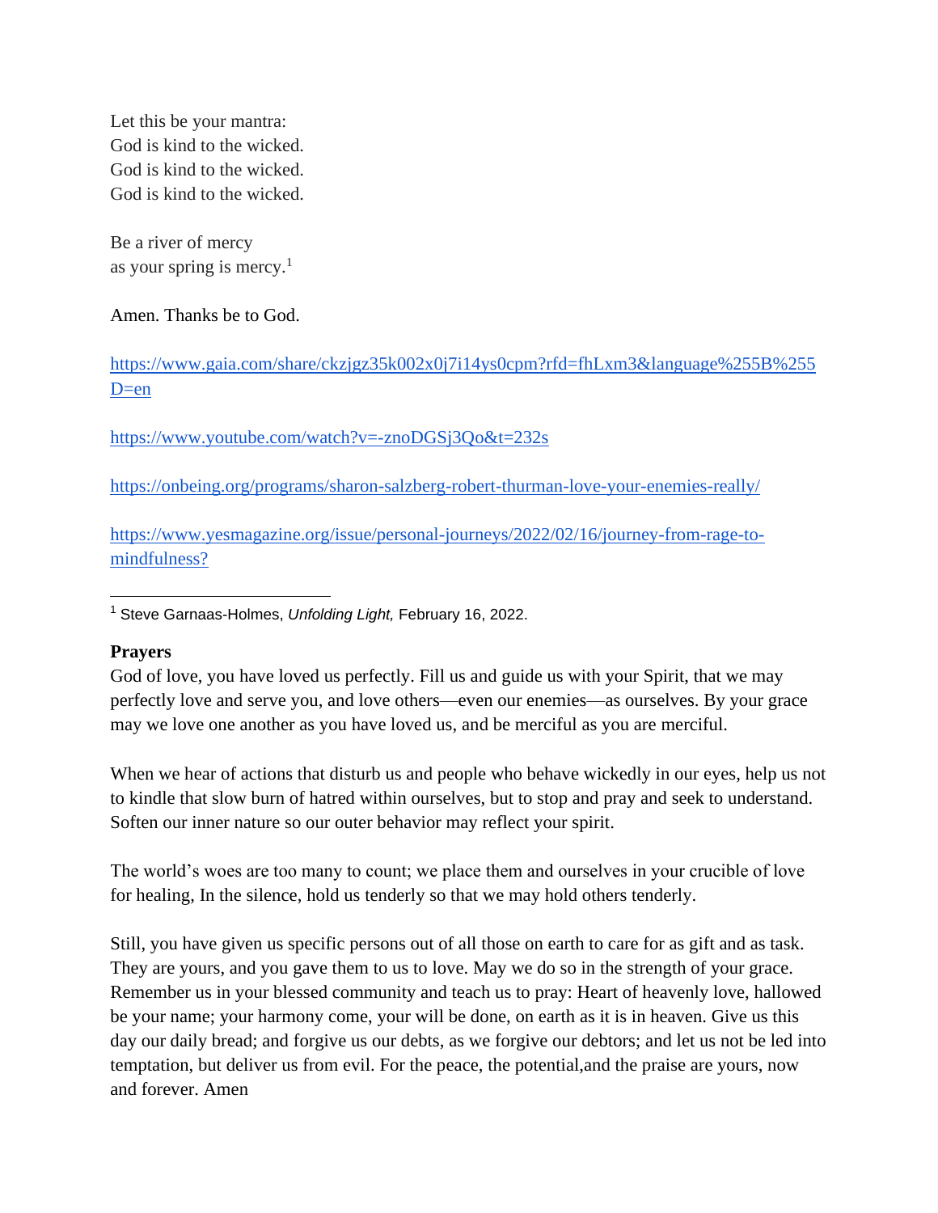Let this be your mantra:  
God is kind to the wicked.  
God is kind to the wicked.  
God is kind to the wicked.

Be a river of mercy  
as your spring is mercy.[1]

Amen. Thanks be to God.

https://www.gaia.com/share/ckzjgz35k002x0j7i14ys0cpm?rfd=fhLxm3&language%255B%255D=en

https://www.youtube.com/watch?v=-znoDGSj3Qo&t=232s

https://onbeing.org/programs/sharon-salzberg-robert-thurman-love-your-enemies-really/

https://www.yesmagazine.org/issue/personal-journeys/2022/02/16/journey-from-rage-to-mindfulness?

---

[1] Steve Garnaas-Holmes, *Unfolding Light,* February 16, 2022.

**Prayers**

God of love, you have loved us perfectly. Fill us and guide us with your Spirit, that we may perfectly love and serve you, and love others—even our enemies—as ourselves. By your grace may we love one another as you have loved us, and be merciful as you are merciful.

When we hear of actions that disturb us and people who behave wickedly in our eyes, help us not to kindle that slow burn of hatred within ourselves, but to stop and pray and seek to understand. Soften our inner nature so our outer behavior may reflect your spirit.

The world's woes are too many to count; we place them and ourselves in your crucible of love for healing, In the silence, hold us tenderly so that we may hold others tenderly.

Still, you have given us specific persons out of all those on earth to care for as gift and as task. They are yours, and you gave them to us to love. May we do so in the strength of your grace. Remember us in your blessed community and teach us to pray: Heart of heavenly love, hallowed be your name; your harmony come, your will be done, on earth as it is in heaven. Give us this day our daily bread; and forgive us our debts, as we forgive our debtors; and let us not be led into temptation, but deliver us from evil. For the peace, the potential,and the praise are yours, now and forever. Amen